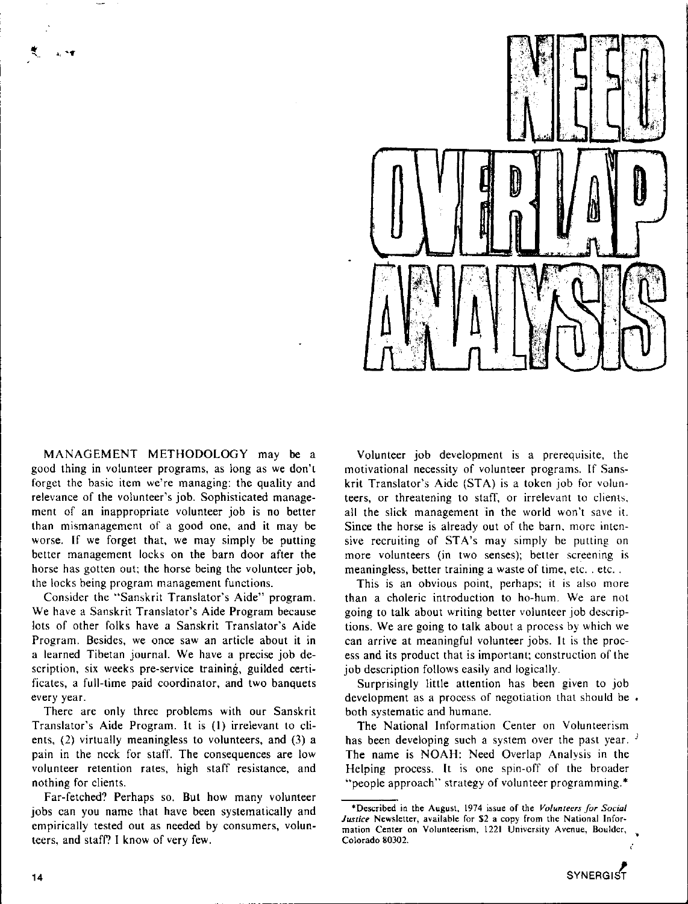# NEED OVERLAP ANALYSIS

MANAGEMENT METHODOLOGY may be a good thing in volunteer programs, as long as we don't forget the basic item we're managing: the quality and relevance of the volunteer's job. Sophisticated management of an inappropriate volunteer job is no better than mismanagement of a good one, and it may be worse. If we forget that, we may simply be putting better management locks on the barn door after the horse has gotten out; the horse being the volunteer job, the locks being program management functions.

Consider the "Sanskrit Translator's Aide" program. We have a Sanskrit Translator's Aide Program because lots of other folks have a Sanskrit Translator's Aide Program. Besides, we once saw an article about it in a learned Tibetan journal. We have a precise job description, six weeks pre-service training, guilded certificates, a full-time paid coordinator, and two banquets every year.

There are only three problems with our Sanskrit Translator's Aide Program. It is (1) irrelevant to clients, (2) virtually meaningless to volunteers, and (3) a pain in the neck for staff. The consequences are low volunteer retention rates, high staff resistance, and nothing for clients.

Far-fetched? Perhaps so. But how many volunteer jobs can you name that have been systematically and empirically tested out as needed by consumers, volunteers, and staff? I know of very few.

Volunteer job development is a prerequisite, the motivational necessity of volunteer programs. If Sanskrit Translator's Aide (STA) is a token job for volunteers, or threatening to staff, or irrelevant to clients, all the slick management in the world won't save it. Since the horse is already out of the barn, more intensive recruiting of STA's may simply be putting on more volunteers (in two senses); better screening is meaningless, better training a waste of time, etc. . etc. .

This is an obvious point, perhaps; it is also more than a choleric introduction to ho-hum. We are not going to talk about writing better volunteer job descriptions. We are going to talk about a process by which we can arrive at meaningful volunteer jobs. It is the process and its product that is important; construction of the job description follows easily and logically.

Surprisingly little attention has been given to job development as a process of negotiation that should be both systematic and humane.

The National Information Center on Volunteerism has been developing such a system over the past year. The name is NOAH: Need Overlap Analysis in the Helping process. It is one spin-off of the broader "people approach" strategy of volunteer programming.*

---

*Described in the August, 1974 issue of the *Volunteers for Social Justice* Newsletter, available for $2 a copy from the National Information Center on Volunteerism, 1221 University Avenue, Boulder, Colorado 80302.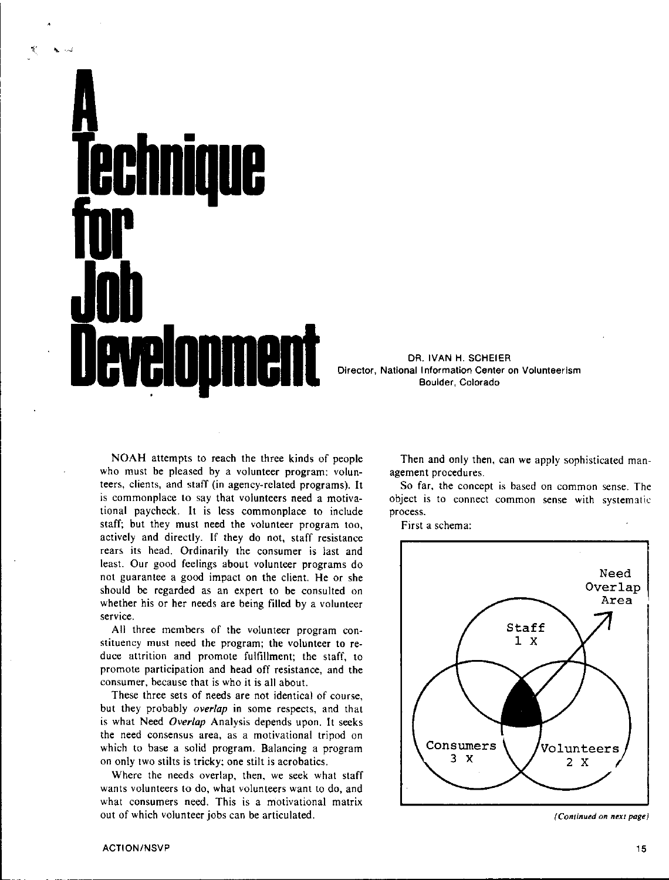# A Technique for Job Development

DR. IVAN H. SCHEIER
Director, National Information Center on Volunteerism
Boulder, Colorado

NOAH attempts to reach the three kinds of people who must be pleased by a volunteer program: volunteers, clients, and staff (in agency-related programs). It is commonplace to say that volunteers need a motivational paycheck. It is less commonplace to include staff; but they must need the volunteer program too, actively and directly. If they do not, staff resistance rears its head. Ordinarily the consumer is last and least. Our good feelings about volunteer programs do not guarantee a good impact on the client. He or she should be regarded as an expert to be consulted on whether his or her needs are being filled by a volunteer service.

All three members of the volunteer program constituency must need the program; the volunteer to reduce attrition and promote fulfillment; the staff, to promote participation and head off resistance, and the consumer, because that is who it is all about.

These three sets of needs are not identical of course, but they probably *overlap* in some respects, and that is what Need *Overlap* Analysis depends upon. It seeks the need consensus area, as a motivational tripod on which to base a solid program. Balancing a program on only two stilts is tricky; one stilt is acrobatics.

Where the needs overlap, then, we seek what staff wants volunteers to do, what volunteers want to do, and what consumers need. This is a motivational matrix out of which volunteer jobs can be articulated.

Then and only then, can we apply sophisticated management procedures.

So far, the concept is based on common sense. The object is to connect common sense with systematic process.

First a schema:

Need Overlap Area

Staff 1 X

Consumers 3 X

Volunteers 2 X

*(Continued on next page)*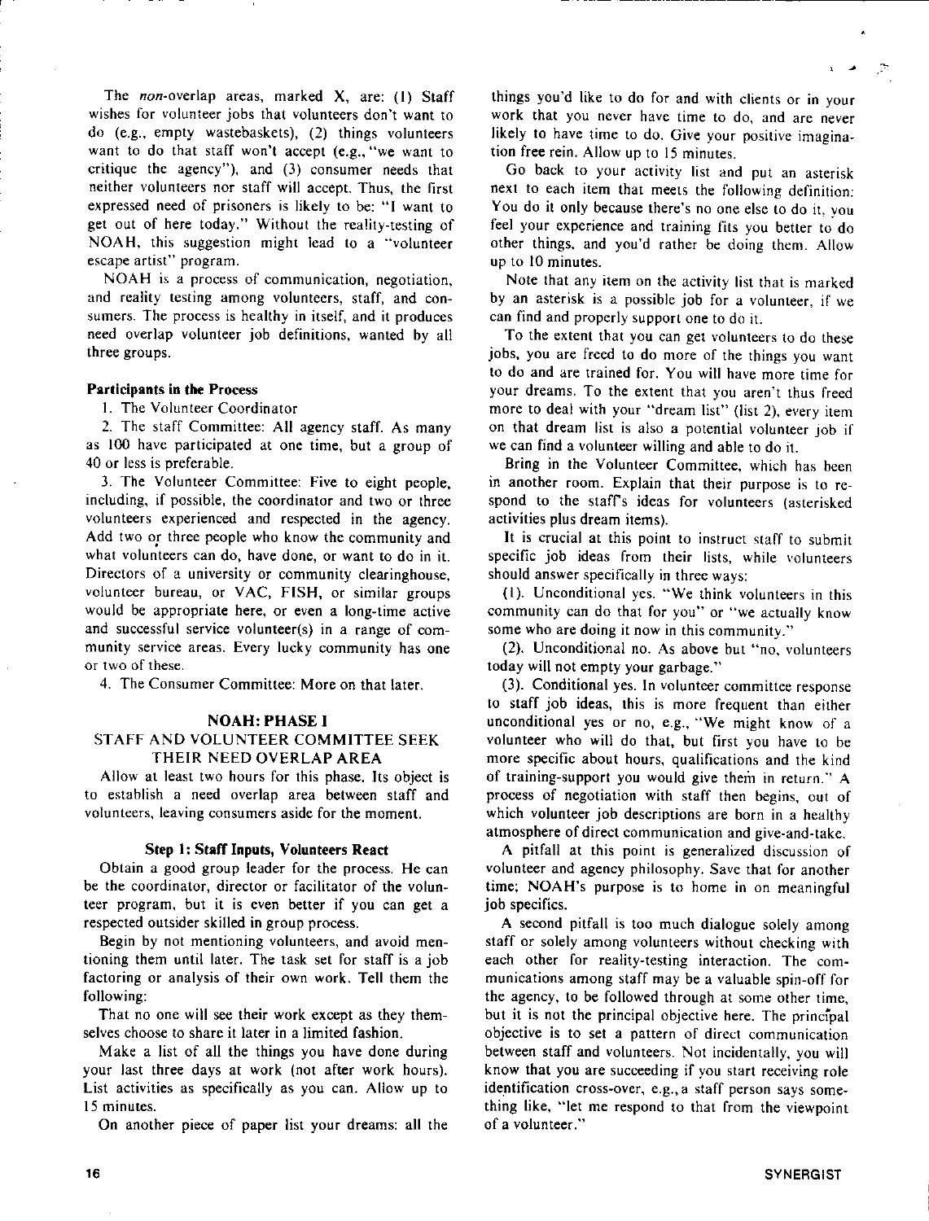The *non*-overlap areas, marked X, are: (1) Staff wishes for volunteer jobs that volunteers don't want to do (e.g., empty wastebaskets), (2) things volunteers want to do that staff won't accept (e.g., "we want to critique the agency"), and (3) consumer needs that neither volunteers nor staff will accept. Thus, the first expressed need of prisoners is likely to be: "I want to get out of here today." Without the reality-testing of NOAH, this suggestion might lead to a "volunteer escape artist" program.

NOAH is a process of communication, negotiation, and reality testing among volunteers, staff, and consumers. The process is healthy in itself, and it produces need overlap volunteer job definitions, wanted by all three groups.

**Participants in the Process**

1. The Volunteer Coordinator

2. The staff Committee: All agency staff. As many as 100 have participated at one time, but a group of 40 or less is preferable.

3. The Volunteer Committee: Five to eight people, including, if possible, the coordinator and two or three volunteers experienced and respected in the agency. Add two or three people who know the community and what volunteers can do, have done, or want to do in it. Directors of a university or community clearinghouse, volunteer bureau, or VAC, FISH, or similar groups would be appropriate here, or even a long-time active and successful service volunteer(s) in a range of community service areas. Every lucky community has one or two of these.

4. The Consumer Committee: More on that later.

## NOAH: PHASE I
## STAFF AND VOLUNTEER COMMITTEE SEEK THEIR NEED OVERLAP AREA

Allow at least two hours for this phase. Its object is to establish a need overlap area between staff and volunteers, leaving consumers aside for the moment.

### Step 1: Staff Inputs, Volunteers React

Obtain a good group leader for the process. He can be the coordinator, director or facilitator of the volunteer program, but it is even better if you can get a respected outsider skilled in group process.

Begin by not mentioning volunteers, and avoid mentioning them until later. The task set for staff is a job factoring or analysis of their own work. Tell them the following:

That no one will see their work except as they themselves choose to share it later in a limited fashion.

Make a list of all the things you have done during your last three days at work (not after work hours). List activities as specifically as you can. Allow up to 15 minutes.

On another piece of paper list your dreams: all the things you'd like to do for and with clients or in your work that you never have time to do, and are never likely to have time to do. Give your positive imagination free rein. Allow up to 15 minutes.

Go back to your activity list and put an asterisk next to each item that meets the following definition: You do it only because there's no one else to do it, you feel your experience and training fits you better to do other things, and you'd rather be doing them. Allow up to 10 minutes.

Note that any item on the activity list that is marked by an asterisk is a possible job for a volunteer, if we can find and properly support one to do it.

To the extent that you can get volunteers to do these jobs, you are freed to do more of the things you want to do and are trained for. You will have more time for your dreams. To the extent that you aren't thus freed more to deal with your "dream list" (list 2), every item on that dream list is also a potential volunteer job if we can find a volunteer willing and able to do it.

Bring in the Volunteer Committee, which has been in another room. Explain that their purpose is to respond to the staff's ideas for volunteers (asterisked activities plus dream items).

It is crucial at this point to instruct staff to submit specific job ideas from their lists, while volunteers should answer specifically in three ways:

(1). Unconditional yes. "We think volunteers in this community can do that for you" or "we actually know some who are doing it now in this community."

(2). Unconditional no. As above but "no, volunteers today will not empty your garbage."

(3). Conditional yes. In volunteer committee response to staff job ideas, this is more frequent than either unconditional yes or no, e.g., "We might know of a volunteer who will do that, but first you have to be more specific about hours, qualifications and the kind of training-support you would give them in return." A process of negotiation with staff then begins, out of which volunteer job descriptions are born in a healthy atmosphere of direct communication and give-and-take.

A pitfall at this point is generalized discussion of volunteer and agency philosophy. Save that for another time; NOAH's purpose is to home in on meaningful job specifics.

A second pitfall is too much dialogue solely among staff or solely among volunteers without checking with each other for reality-testing interaction. The communications among staff may be a valuable spin-off for the agency, to be followed through at some other time, but it is not the principal objective here. The principal objective is to set a pattern of direct communication between staff and volunteers. Not incidentally, you will know that you are succeeding if you start receiving role identification cross-over, e.g., a staff person says something like, "let me respond to that from the viewpoint of a volunteer."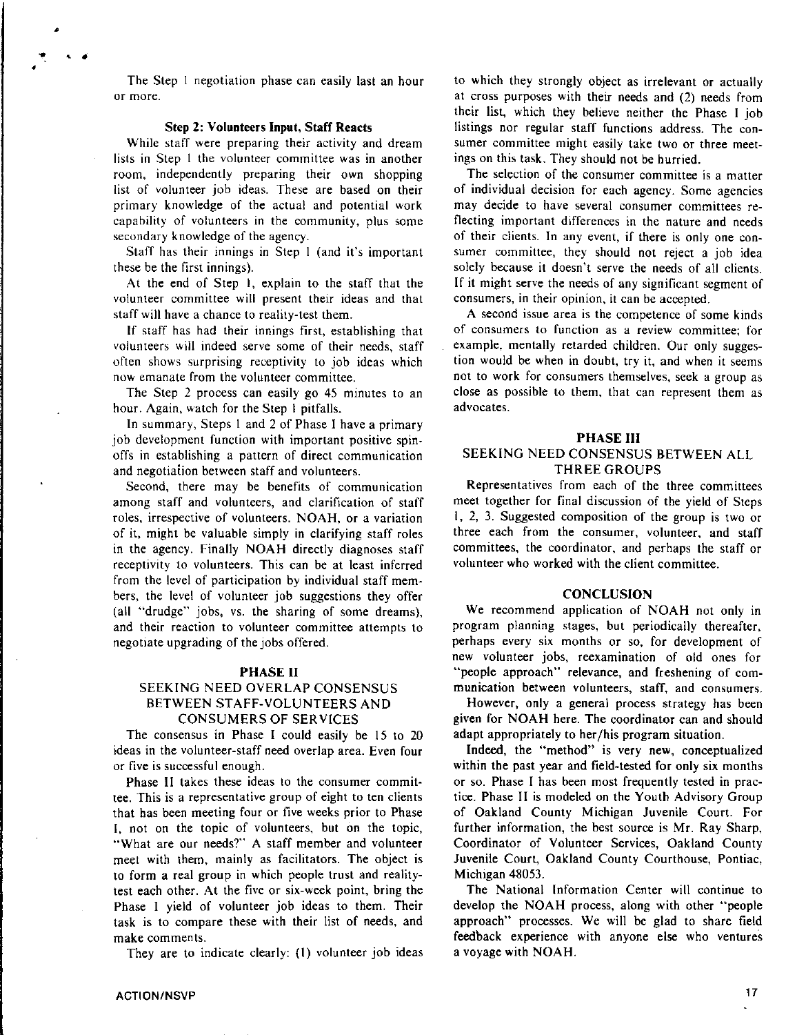The Step 1 negotiation phase can easily last an hour or more.

### Step 2: Volunteers Input, Staff Reacts

While staff were preparing their activity and dream lists in Step 1 the volunteer committee was in another room, independently preparing their own shopping list of volunteer job ideas. These are based on their primary knowledge of the actual and potential work capability of volunteers in the community, plus some secondary knowledge of the agency.

Staff has their innings in Step 1 (and it's important these be the first innings).

At the end of Step 1, explain to the staff that the volunteer committee will present their ideas and that staff will have a chance to reality-test them.

If staff has had their innings first, establishing that volunteers will indeed serve some of their needs, staff often shows surprising receptivity to job ideas which now emanate from the volunteer committee.

The Step 2 process can easily go 45 minutes to an hour. Again, watch for the Step 1 pitfalls.

In summary, Steps 1 and 2 of Phase I have a primary job development function with important positive spin-offs in establishing a pattern of direct communication and negotiation between staff and volunteers.

Second, there may be benefits of communication among staff and volunteers, and clarification of staff roles, irrespective of volunteers. NOAH, or a variation of it, might be valuable simply in clarifying staff roles in the agency. Finally NOAH directly diagnoses staff receptivity to volunteers. This can be at least inferred from the level of participation by individual staff members, the level of volunteer job suggestions they offer (all "drudge" jobs, vs. the sharing of some dreams), and their reaction to volunteer committee attempts to negotiate upgrading of the jobs offered.

## PHASE II

## SEEKING NEED OVERLAP CONSENSUS BETWEEN STAFF-VOLUNTEERS AND CONSUMERS OF SERVICES

The consensus in Phase I could easily be 15 to 20 ideas in the volunteer-staff need overlap area. Even four or five is successful enough.

Phase II takes these ideas to the consumer committee. This is a representative group of eight to ten clients that has been meeting four or five weeks prior to Phase I, not on the topic of volunteers, but on the topic, "What are our needs?" A staff member and volunteer meet with them, mainly as facilitators. The object is to form a real group in which people trust and reality-test each other. At the five or six-week point, bring the Phase I yield of volunteer job ideas to them. Their task is to compare these with their list of needs, and make comments.

They are to indicate clearly: (1) volunteer job ideas to which they strongly object as irrelevant or actually at cross purposes with their needs and (2) needs from their list, which they believe neither the Phase I job listings nor regular staff functions address. The consumer committee might easily take two or three meetings on this task. They should not be hurried.

The selection of the consumer committee is a matter of individual decision for each agency. Some agencies may decide to have several consumer committees reflecting important differences in the nature and needs of their clients. In any event, if there is only one consumer committee, they should not reject a job idea solely because it doesn't serve the needs of all clients. If it might serve the needs of any significant segment of consumers, in their opinion, it can be accepted.

A second issue area is the competence of some kinds of consumers to function as a review committee; for example, mentally retarded children. Our only suggestion would be when in doubt, try it, and when it seems not to work for consumers themselves, seek a group as close as possible to them, that can represent them as advocates.

## PHASE III

## SEEKING NEED CONSENSUS BETWEEN ALL THREE GROUPS

Representatives from each of the three committees meet together for final discussion of the yield of Steps 1, 2, 3. Suggested composition of the group is two or three each from the consumer, volunteer, and staff committees, the coordinator, and perhaps the staff or volunteer who worked with the client committee.

## CONCLUSION

We recommend application of NOAH not only in program planning stages, but periodically thereafter, perhaps every six months or so, for development of new volunteer jobs, reexamination of old ones for "people approach" relevance, and freshening of communication between volunteers, staff, and consumers.

However, only a general process strategy has been given for NOAH here. The coordinator can and should adapt appropriately to her/his program situation.

Indeed, the "method" is very new, conceptualized within the past year and field-tested for only six months or so. Phase I has been most frequently tested in practice. Phase II is modeled on the Youth Advisory Group of Oakland County Michigan Juvenile Court. For further information, the best source is Mr. Ray Sharp, Coordinator of Volunteer Services, Oakland County Juvenile Court, Oakland County Courthouse, Pontiac, Michigan 48053.

The National Information Center will continue to develop the NOAH process, along with other "people approach" processes. We will be glad to share field feedback experience with anyone else who ventures a voyage with NOAH.